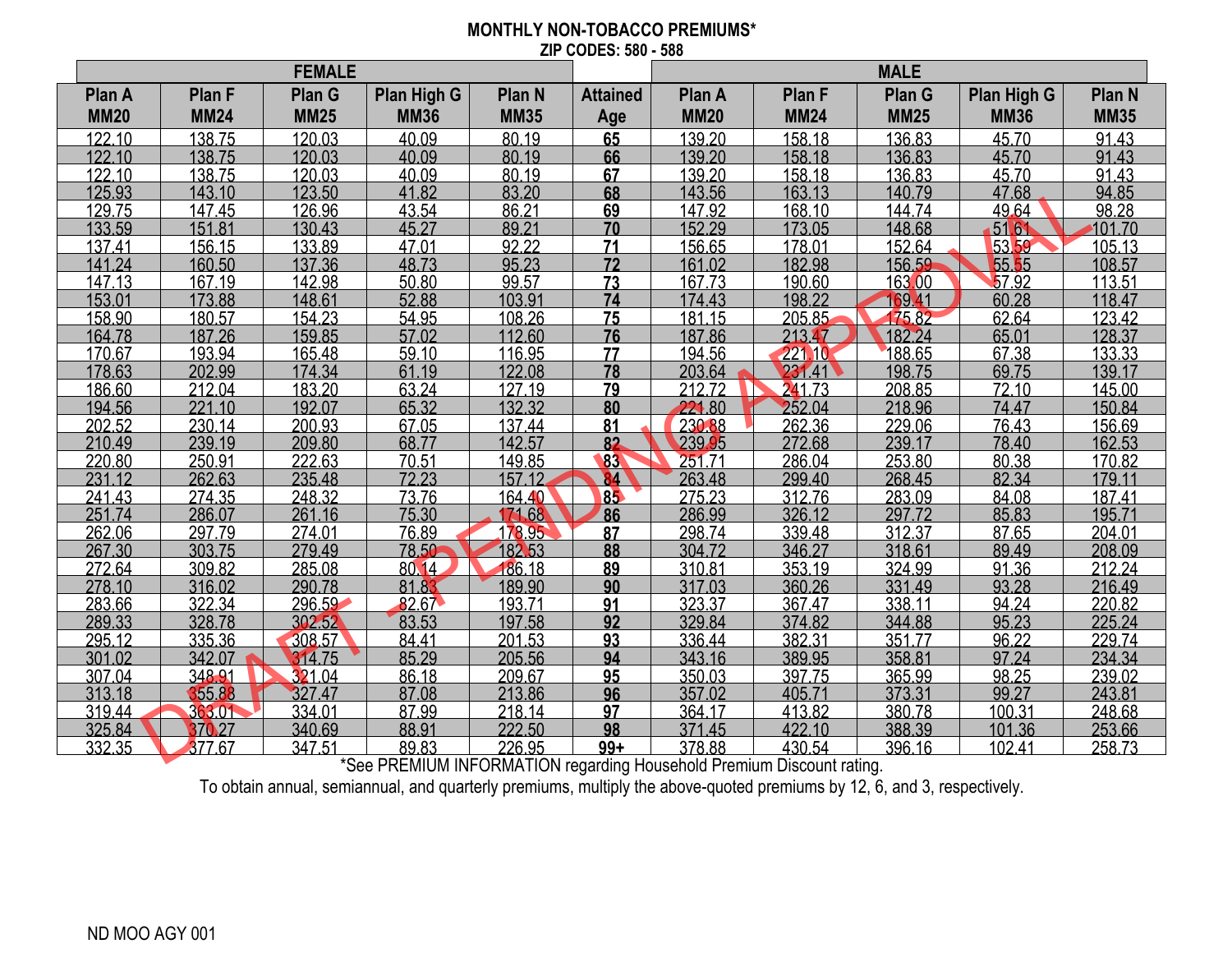# MONTHLY NON-TOBACCO PREMIUMS*

**ZIP CODES: 580 - 588**

| FEMALE | | | | | | MALE | | | | |
|---|---|---|---|---|---|---|---|---|---|---|
| Plan A MM20 | Plan F MM24 | Plan G MM25 | Plan High G MM36 | Plan N MM35 | Attained Age | Plan A MM20 | Plan F MM24 | Plan G MM25 | Plan High G MM36 | Plan N MM35 |
| 122.10 | 138.75 | 120.03 | 40.09 | 80.19 | **65** | 139.20 | 158.18 | 136.83 | 45.70 | 91.43 |
| 122.10 | 138.75 | 120.03 | 40.09 | 80.19 | **66** | 139.20 | 158.18 | 136.83 | 45.70 | 91.43 |
| 122.10 | 138.75 | 120.03 | 40.09 | 80.19 | **67** | 139.20 | 158.18 | 136.83 | 45.70 | 91.43 |
| 125.93 | 143.10 | 123.50 | 41.82 | 83.20 | **68** | 143.56 | 163.13 | 140.79 | 47.68 | 94.85 |
| 129.75 | 147.45 | 126.96 | 43.54 | 86.21 | **69** | 147.92 | 168.10 | 144.74 | 49.64 | 98.28 |
| 133.59 | 151.81 | 130.43 | 45.27 | 89.21 | **70** | 152.29 | 173.05 | 148.68 | 51.61 | 101.70 |
| 137.41 | 156.15 | 133.89 | 47.01 | 92.22 | **71** | 156.65 | 178.01 | 152.64 | 53.59 | 105.13 |
| 141.24 | 160.50 | 137.36 | 48.73 | 95.23 | **72** | 161.02 | 182.98 | 156.59 | 55.55 | 108.57 |
| 147.13 | 167.19 | 142.98 | 50.80 | 99.57 | **73** | 167.73 | 190.60 | 163.00 | 57.92 | 113.51 |
| 153.01 | 173.88 | 148.61 | 52.88 | 103.91 | **74** | 174.43 | 198.22 | 169.41 | 60.28 | 118.47 |
| 158.90 | 180.57 | 154.23 | 54.95 | 108.26 | **75** | 181.15 | 205.85 | 175.82 | 62.64 | 123.42 |
| 164.78 | 187.26 | 159.85 | 57.02 | 112.60 | **76** | 187.86 | 213.47 | 182.24 | 65.01 | 128.37 |
| 170.67 | 193.94 | 165.48 | 59.10 | 116.95 | **77** | 194.56 | 221.10 | 188.65 | 67.38 | 133.33 |
| 178.63 | 202.99 | 174.34 | 61.19 | 122.08 | **78** | 203.64 | 231.41 | 198.75 | 69.75 | 139.17 |
| 186.60 | 212.04 | 183.20 | 63.24 | 127.19 | **79** | 212.72 | 241.73 | 208.85 | 72.10 | 145.00 |
| 194.56 | 221.10 | 192.07 | 65.32 | 132.32 | **80** | 221.80 | 252.04 | 218.96 | 74.47 | 150.84 |
| 202.52 | 230.14 | 200.93 | 67.05 | 137.44 | **81** | 230.88 | 262.36 | 229.06 | 76.43 | 156.69 |
| 210.49 | 239.19 | 209.80 | 68.77 | 142.57 | **82** | 239.95 | 272.68 | 239.17 | 78.40 | 162.53 |
| 220.80 | 250.91 | 222.63 | 70.51 | 149.85 | **83** | 251.71 | 286.04 | 253.80 | 80.38 | 170.82 |
| 231.12 | 262.63 | 235.48 | 72.23 | 157.12 | **84** | 263.48 | 299.40 | 268.45 | 82.34 | 179.11 |
| 241.43 | 274.35 | 248.32 | 73.76 | 164.40 | **85** | 275.23 | 312.76 | 283.09 | 84.08 | 187.41 |
| 251.74 | 286.07 | 261.16 | 75.30 | 171.68 | **86** | 286.99 | 326.12 | 297.72 | 85.83 | 195.71 |
| 262.06 | 297.79 | 274.01 | 76.89 | 178.95 | **87** | 298.74 | 339.48 | 312.37 | 87.65 | 204.01 |
| 267.30 | 303.75 | 279.49 | 78.50 | 182.53 | **88** | 304.72 | 346.27 | 318.61 | 89.49 | 208.09 |
| 272.64 | 309.82 | 285.08 | 80.14 | 186.18 | **89** | 310.81 | 353.19 | 324.99 | 91.36 | 212.24 |
| 278.10 | 316.02 | 290.78 | 81.83 | 189.90 | **90** | 317.03 | 360.26 | 331.49 | 93.28 | 216.49 |
| 283.66 | 322.34 | 296.59 | 82.67 | 193.71 | **91** | 323.37 | 367.47 | 338.11 | 94.24 | 220.82 |
| 289.33 | 328.78 | 302.52 | 83.53 | 197.58 | **92** | 329.84 | 374.82 | 344.88 | 95.23 | 225.24 |
| 295.12 | 335.36 | 308.57 | 84.41 | 201.53 | **93** | 336.44 | 382.31 | 351.77 | 96.22 | 229.74 |
| 301.02 | 342.07 | 314.75 | 85.29 | 205.56 | **94** | 343.16 | 389.95 | 358.81 | 97.24 | 234.34 |
| 307.04 | 348.91 | 321.04 | 86.18 | 209.67 | **95** | 350.03 | 397.75 | 365.99 | 98.25 | 239.02 |
| 313.18 | 355.88 | 327.47 | 87.08 | 213.86 | **96** | 357.02 | 405.71 | 373.31 | 99.27 | 243.81 |
| 319.44 | 363.01 | 334.01 | 87.99 | 218.14 | **97** | 364.17 | 413.82 | 380.78 | 100.31 | 248.68 |
| 325.84 | 370.27 | 340.69 | 88.91 | 222.50 | **98** | 371.45 | 422.10 | 388.39 | 101.36 | 253.66 |
| 332.35 | 377.67 | 347.51 | 89.83 | 226.95 | **99+** | 378.88 | 430.54 | 396.16 | 102.41 | 258.73 |

*See PREMIUM INFORMATION regarding Household Premium Discount rating.

To obtain annual, semiannual, and quarterly premiums, multiply the above-quoted premiums by 12, 6, and 3, respectively.

DRAFT - PENDING APPROVAL

ND MOO AGY 001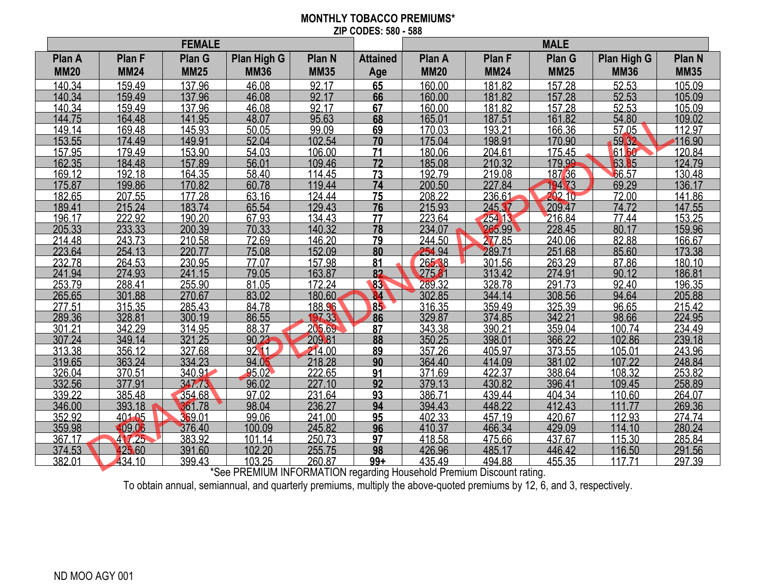**MONTHLY TOBACCO PREMIUMS***

**ZIP CODES: 580 - 588**

| FEMALE | | | | | | MALE | | | | |
|---|---|---|---|---|---|---|---|---|---|---|
| Plan A MM20 | Plan F MM24 | Plan G MM25 | Plan High G MM36 | Plan N MM35 | Attained Age | Plan A MM20 | Plan F MM24 | Plan G MM25 | Plan High G MM36 | Plan N MM35 |
| 140.34 | 159.49 | 137.96 | 46.08 | 92.17 | **65** | 160.00 | 181.82 | 157.28 | 52.53 | 105.09 |
| 140.34 | 159.49 | 137.96 | 46.08 | 92.17 | **66** | 160.00 | 181.82 | 157.28 | 52.53 | 105.09 |
| 140.34 | 159.49 | 137.96 | 46.08 | 92.17 | **67** | 160.00 | 181.82 | 157.28 | 52.53 | 105.09 |
| 144.75 | 164.48 | 141.95 | 48.07 | 95.63 | **68** | 165.01 | 187.51 | 161.82 | 54.80 | 109.02 |
| 149.14 | 169.48 | 145.93 | 50.05 | 99.09 | **69** | 170.03 | 193.21 | 166.36 | 57.05 | 112.97 |
| 153.55 | 174.49 | 149.91 | 52.04 | 102.54 | **70** | 175.04 | 198.91 | 170.90 | 59.32 | 116.90 |
| 157.95 | 179.49 | 153.90 | 54.03 | 106.00 | **71** | 180.06 | 204.61 | 175.45 | 61.60 | 120.84 |
| 162.35 | 184.48 | 157.89 | 56.01 | 109.46 | **72** | 185.08 | 210.32 | 179.99 | 63.85 | 124.79 |
| 169.12 | 192.18 | 164.35 | 58.40 | 114.45 | **73** | 192.79 | 219.08 | 187.36 | 66.57 | 130.48 |
| 175.87 | 199.86 | 170.82 | 60.78 | 119.44 | **74** | 200.50 | 227.84 | 194.73 | 69.29 | 136.17 |
| 182.65 | 207.55 | 177.28 | 63.16 | 124.44 | **75** | 208.22 | 236.61 | 202.10 | 72.00 | 141.86 |
| 189.41 | 215.24 | 183.74 | 65.54 | 129.43 | **76** | 215.93 | 245.37 | 209.47 | 74.72 | 147.55 |
| 196.17 | 222.92 | 190.20 | 67.93 | 134.43 | **77** | 223.64 | 254.13 | 216.84 | 77.44 | 153.25 |
| 205.33 | 233.33 | 200.39 | 70.33 | 140.32 | **78** | 234.07 | 265.99 | 228.45 | 80.17 | 159.96 |
| 214.48 | 243.73 | 210.58 | 72.69 | 146.20 | **79** | 244.50 | 277.85 | 240.06 | 82.88 | 166.67 |
| 223.64 | 254.13 | 220.77 | 75.08 | 152.09 | **80** | 254.94 | 289.71 | 251.68 | 85.60 | 173.38 |
| 232.78 | 264.53 | 230.95 | 77.07 | 157.98 | **81** | 265.38 | 301.56 | 263.29 | 87.86 | 180.10 |
| 241.94 | 274.93 | 241.15 | 79.05 | 163.87 | **82** | 275.81 | 313.42 | 274.91 | 90.12 | 186.81 |
| 253.79 | 288.41 | 255.90 | 81.05 | 172.24 | **83** | 289.32 | 328.78 | 291.73 | 92.40 | 196.35 |
| 265.65 | 301.88 | 270.67 | 83.02 | 180.60 | **84** | 302.85 | 344.14 | 308.56 | 94.64 | 205.88 |
| 277.51 | 315.35 | 285.43 | 84.78 | 188.96 | **85** | 316.35 | 359.49 | 325.39 | 96.65 | 215.42 |
| 289.36 | 328.81 | 300.19 | 86.55 | 197.33 | **86** | 329.87 | 374.85 | 342.21 | 98.66 | 224.95 |
| 301.21 | 342.29 | 314.95 | 88.37 | 205.69 | **87** | 343.38 | 390.21 | 359.04 | 100.74 | 234.49 |
| 307.24 | 349.14 | 321.25 | 90.23 | 209.81 | **88** | 350.25 | 398.01 | 366.22 | 102.86 | 239.18 |
| 313.38 | 356.12 | 327.68 | 92.11 | 214.00 | **89** | 357.26 | 405.97 | 373.55 | 105.01 | 243.96 |
| 319.65 | 363.24 | 334.23 | 94.05 | 218.28 | **90** | 364.40 | 414.09 | 381.02 | 107.22 | 248.84 |
| 326.04 | 370.51 | 340.91 | 95.02 | 222.65 | **91** | 371.69 | 422.37 | 388.64 | 108.32 | 253.82 |
| 332.56 | 377.91 | 347.73 | 96.02 | 227.10 | **92** | 379.13 | 430.82 | 396.41 | 109.45 | 258.89 |
| 339.22 | 385.48 | 354.68 | 97.02 | 231.64 | **93** | 386.71 | 439.44 | 404.34 | 110.60 | 264.07 |
| 346.00 | 393.18 | 361.78 | 98.04 | 236.27 | **94** | 394.43 | 448.22 | 412.43 | 111.77 | 269.36 |
| 352.92 | 401.05 | 369.01 | 99.06 | 241.00 | **95** | 402.33 | 457.19 | 420.67 | 112.93 | 274.74 |
| 359.98 | 409.06 | 376.40 | 100.09 | 245.82 | **96** | 410.37 | 466.34 | 429.09 | 114.10 | 280.24 |
| 367.17 | 417.25 | 383.92 | 101.14 | 250.73 | **97** | 418.58 | 475.66 | 437.67 | 115.30 | 285.84 |
| 374.53 | 425.60 | 391.60 | 102.20 | 255.75 | **98** | 426.96 | 485.17 | 446.42 | 116.50 | 291.56 |
| 382.01 | 434.10 | 399.43 | 103.25 | 260.87 | **99+** | 435.49 | 494.88 | 455.35 | 117.71 | 297.39 |

*See PREMIUM INFORMATION regarding Household Premium Discount rating.

To obtain annual, semiannual, and quarterly premiums, multiply the above-quoted premiums by 12, 6, and 3, respectively.

DRAFT - PENDING APPROVAL

ND MOO AGY 001